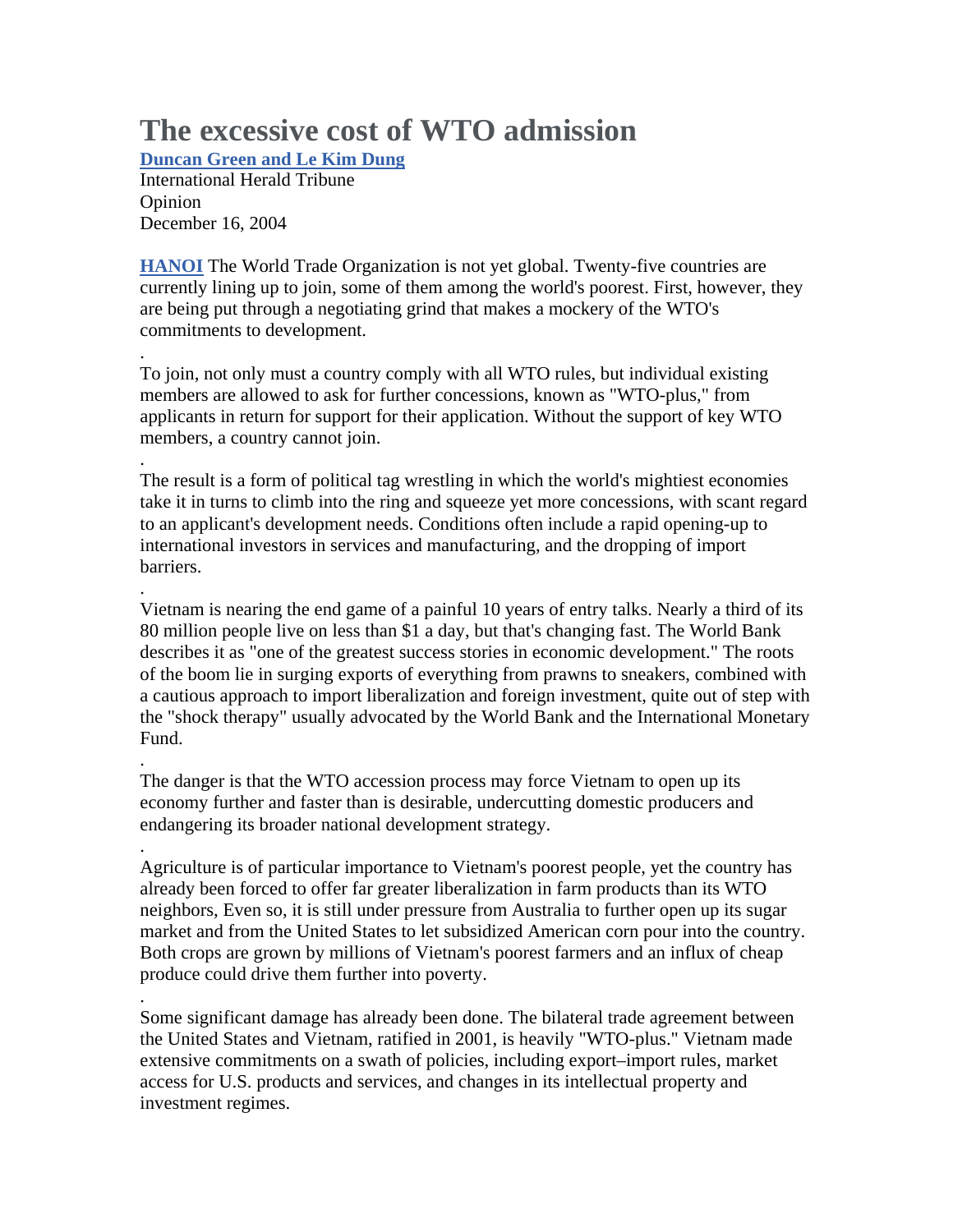# The excessive cost of WTO admission

**Duncan Green and Le Kim Dung**
International Herald Tribune
Opinion
December 16, 2004

**HANOI** The World Trade Organization is not yet global. Twenty-five countries are currently lining up to join, some of them among the world's poorest. First, however, they are being put through a negotiating grind that makes a mockery of the WTO's commitments to development.

To join, not only must a country comply with all WTO rules, but individual existing members are allowed to ask for further concessions, known as "WTO-plus," from applicants in return for support for their application. Without the support of key WTO members, a country cannot join.

The result is a form of political tag wrestling in which the world's mightiest economies take it in turns to climb into the ring and squeeze yet more concessions, with scant regard to an applicant's development needs. Conditions often include a rapid opening-up to international investors in services and manufacturing, and the dropping of import barriers.

Vietnam is nearing the end game of a painful 10 years of entry talks. Nearly a third of its 80 million people live on less than $1 a day, but that's changing fast. The World Bank describes it as "one of the greatest success stories in economic development." The roots of the boom lie in surging exports of everything from prawns to sneakers, combined with a cautious approach to import liberalization and foreign investment, quite out of step with the "shock therapy" usually advocated by the World Bank and the International Monetary Fund.

The danger is that the WTO accession process may force Vietnam to open up its economy further and faster than is desirable, undercutting domestic producers and endangering its broader national development strategy.

Agriculture is of particular importance to Vietnam's poorest people, yet the country has already been forced to offer far greater liberalization in farm products than its WTO neighbors, Even so, it is still under pressure from Australia to further open up its sugar market and from the United States to let subsidized American corn pour into the country. Both crops are grown by millions of Vietnam's poorest farmers and an influx of cheap produce could drive them further into poverty.

Some significant damage has already been done. The bilateral trade agreement between the United States and Vietnam, ratified in 2001, is heavily "WTO-plus." Vietnam made extensive commitments on a swath of policies, including export–import rules, market access for U.S. products and services, and changes in its intellectual property and investment regimes.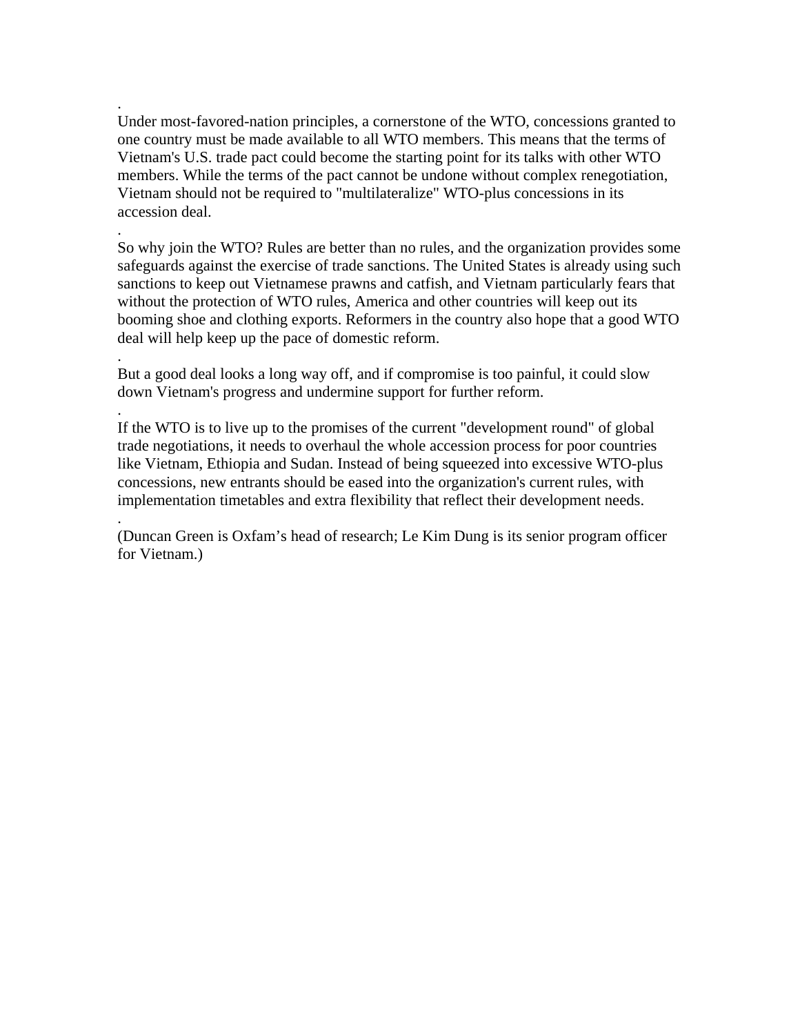.
Under most-favored-nation principles, a cornerstone of the WTO, concessions granted to one country must be made available to all WTO members. This means that the terms of Vietnam's U.S. trade pact could become the starting point for its talks with other WTO members. While the terms of the pact cannot be undone without complex renegotiation, Vietnam should not be required to "multilateralize" WTO-plus concessions in its accession deal.

.
So why join the WTO? Rules are better than no rules, and the organization provides some safeguards against the exercise of trade sanctions. The United States is already using such sanctions to keep out Vietnamese prawns and catfish, and Vietnam particularly fears that without the protection of WTO rules, America and other countries will keep out its booming shoe and clothing exports. Reformers in the country also hope that a good WTO deal will help keep up the pace of domestic reform.

.
But a good deal looks a long way off, and if compromise is too painful, it could slow down Vietnam's progress and undermine support for further reform.

.
If the WTO is to live up to the promises of the current "development round" of global trade negotiations, it needs to overhaul the whole accession process for poor countries like Vietnam, Ethiopia and Sudan. Instead of being squeezed into excessive WTO-plus concessions, new entrants should be eased into the organization's current rules, with implementation timetables and extra flexibility that reflect their development needs.

.
(Duncan Green is Oxfam’s head of research; Le Kim Dung is its senior program officer for Vietnam.)